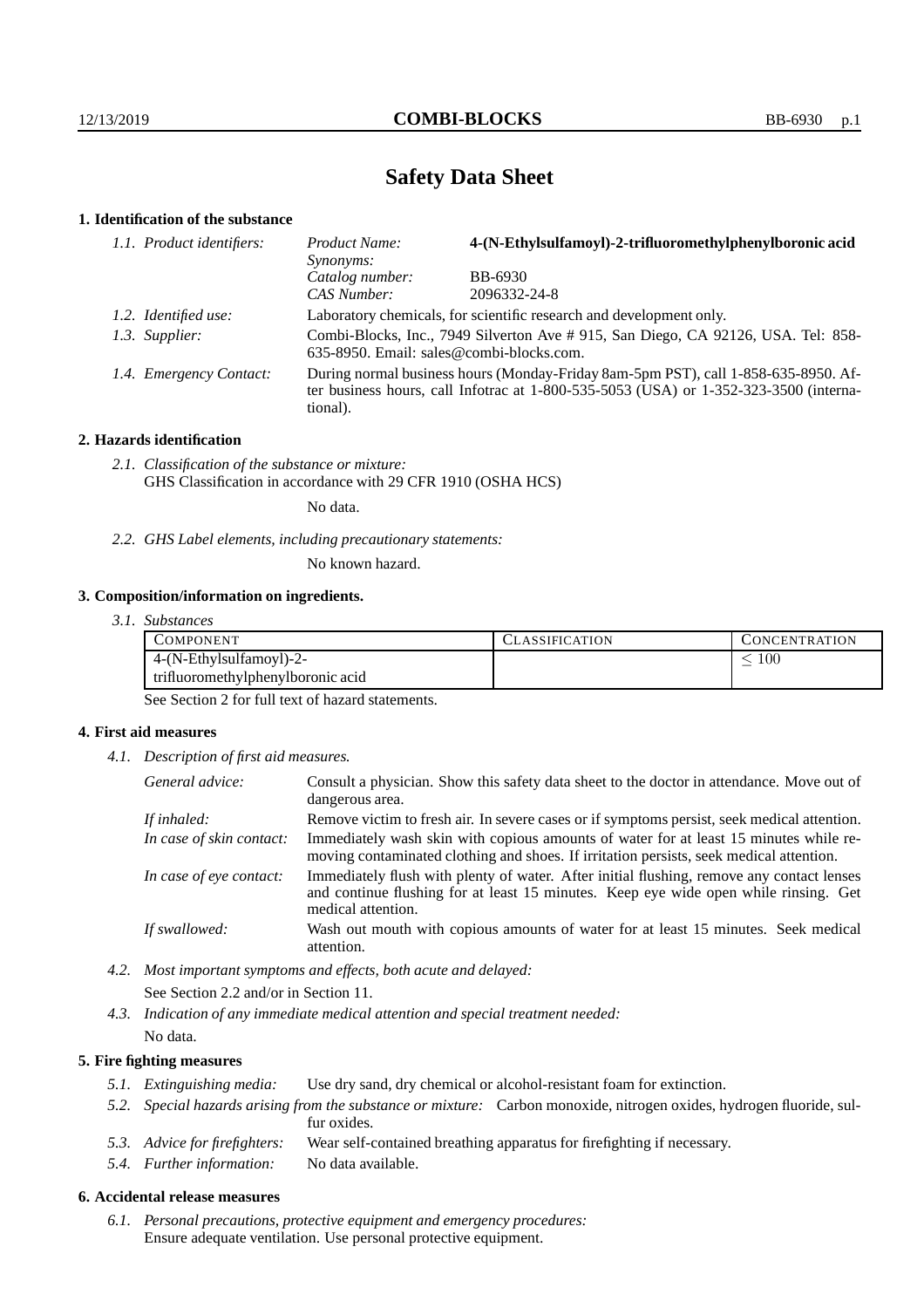# Safety Data Sheet

## 1. Identification of the substance

*1.1. Product identifiers:*

| | |
|---|---|
| *Product Name:* | **4-(N-Ethylsulfamoyl)-2-trifluoromethylphenylboronic acid** |
| *Synonyms:* | |
| *Catalog number:* | BB-6930 |
| *CAS Number:* | 2096332-24-8 |

*1.2. Identified use:* Laboratory chemicals, for scientific research and development only.

*1.3. Supplier:* Combi-Blocks, Inc., 7949 Silverton Ave # 915, San Diego, CA 92126, USA. Tel: 858-635-8950. Email: sales@combi-blocks.com.

*1.4. Emergency Contact:* During normal business hours (Monday-Friday 8am-5pm PST), call 1-858-635-8950. After business hours, call Infotrac at 1-800-535-5053 (USA) or 1-352-323-3500 (international).

## 2. Hazards identification

*2.1. Classification of the substance or mixture:*
GHS Classification in accordance with 29 CFR 1910 (OSHA HCS)

No data.

*2.2. GHS Label elements, including precautionary statements:*

No known hazard.

## 3. Composition/information on ingredients.

*3.1. Substances*

| Component | Classification | Concentration |
|---|---|---|
| 4-(N-Ethylsulfamoyl)-2-trifluoromethylphenylboronic acid | | $\leq 100$ |

See Section 2 for full text of hazard statements.

## 4. First aid measures

*4.1. Description of first aid measures.*

*General advice:* Consult a physician. Show this safety data sheet to the doctor in attendance. Move out of dangerous area.

*If inhaled:* Remove victim to fresh air. In severe cases or if symptoms persist, seek medical attention.

*In case of skin contact:* Immediately wash skin with copious amounts of water for at least 15 minutes while removing contaminated clothing and shoes. If irritation persists, seek medical attention.

*In case of eye contact:* Immediately flush with plenty of water. After initial flushing, remove any contact lenses and continue flushing for at least 15 minutes. Keep eye wide open while rinsing. Get medical attention.

*If swallowed:* Wash out mouth with copious amounts of water for at least 15 minutes. Seek medical attention.

*4.2. Most important symptoms and effects, both acute and delayed:*

See Section 2.2 and/or in Section 11.

*4.3. Indication of any immediate medical attention and special treatment needed:*

No data.

## 5. Fire fighting measures

*5.1. Extinguishing media:* Use dry sand, dry chemical or alcohol-resistant foam for extinction.

*5.2. Special hazards arising from the substance or mixture:* Carbon monoxide, nitrogen oxides, hydrogen fluoride, sulfur oxides.

*5.3. Advice for firefighters:* Wear self-contained breathing apparatus for firefighting if necessary.

*5.4. Further information:* No data available.

## 6. Accidental release measures

*6.1. Personal precautions, protective equipment and emergency procedures:*
Ensure adequate ventilation. Use personal protective equipment.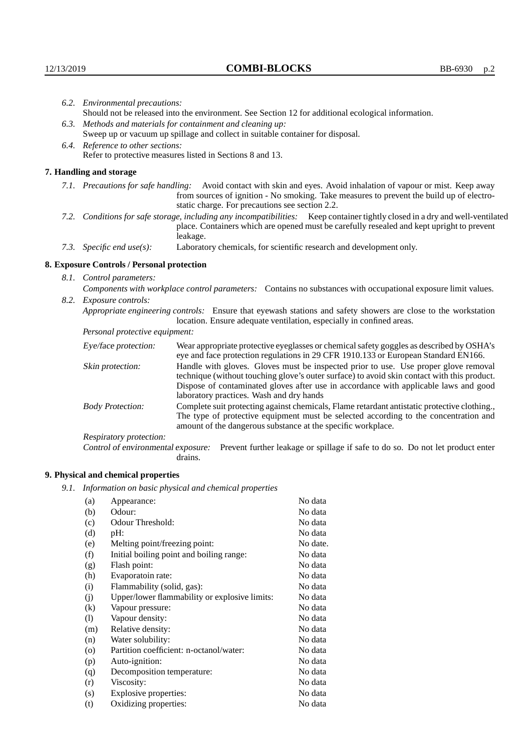*6.2. Environmental precautions:*
Should not be released into the environment. See Section 12 for additional ecological information.

*6.3. Methods and materials for containment and cleaning up:*
Sweep up or vacuum up spillage and collect in suitable container for disposal.

*6.4. Reference to other sections:*
Refer to protective measures listed in Sections 8 and 13.

## 7. Handling and storage

*7.1. Precautions for safe handling:* Avoid contact with skin and eyes. Avoid inhalation of vapour or mist. Keep away from sources of ignition - No smoking. Take measures to prevent the build up of electrostatic charge. For precautions see section 2.2.

*7.2. Conditions for safe storage, including any incompatibilities:* Keep container tightly closed in a dry and well-ventilated place. Containers which are opened must be carefully resealed and kept upright to prevent leakage.

*7.3. Specific end use(s):* Laboratory chemicals, for scientific research and development only.

## 8. Exposure Controls / Personal protection

*8.1. Control parameters:*
*Components with workplace control parameters:* Contains no substances with occupational exposure limit values.

*8.2. Exposure controls:*
*Appropriate engineering controls:* Ensure that eyewash stations and safety showers are close to the workstation location. Ensure adequate ventilation, especially in confined areas.

*Personal protective equipment:*

*Eye/face protection:* Wear appropriate protective eyeglasses or chemical safety goggles as described by OSHA's eye and face protection regulations in 29 CFR 1910.133 or European Standard EN166.

*Skin protection:* Handle with gloves. Gloves must be inspected prior to use. Use proper glove removal technique (without touching glove's outer surface) to avoid skin contact with this product. Dispose of contaminated gloves after use in accordance with applicable laws and good laboratory practices. Wash and dry hands

*Body Protection:* Complete suit protecting against chemicals, Flame retardant antistatic protective clothing., The type of protective equipment must be selected according to the concentration and amount of the dangerous substance at the specific workplace.

*Respiratory protection:*

*Control of environmental exposure:* Prevent further leakage or spillage if safe to do so. Do not let product enter drains.

## 9. Physical and chemical properties

*9.1. Information on basic physical and chemical properties*

| | | |
|---|---|---|
| (a) | Appearance: | No data |
| (b) | Odour: | No data |
| (c) | Odour Threshold: | No data |
| (d) | pH: | No data |
| (e) | Melting point/freezing point: | No date. |
| (f) | Initial boiling point and boiling range: | No data |
| (g) | Flash point: | No data |
| (h) | Evaporatoin rate: | No data |
| (i) | Flammability (solid, gas): | No data |
| (j) | Upper/lower flammability or explosive limits: | No data |
| (k) | Vapour pressure: | No data |
| (l) | Vapour density: | No data |
| (m) | Relative density: | No data |
| (n) | Water solubility: | No data |
| (o) | Partition coefficient: n-octanol/water: | No data |
| (p) | Auto-ignition: | No data |
| (q) | Decomposition temperature: | No data |
| (r) | Viscosity: | No data |
| (s) | Explosive properties: | No data |
| (t) | Oxidizing properties: | No data |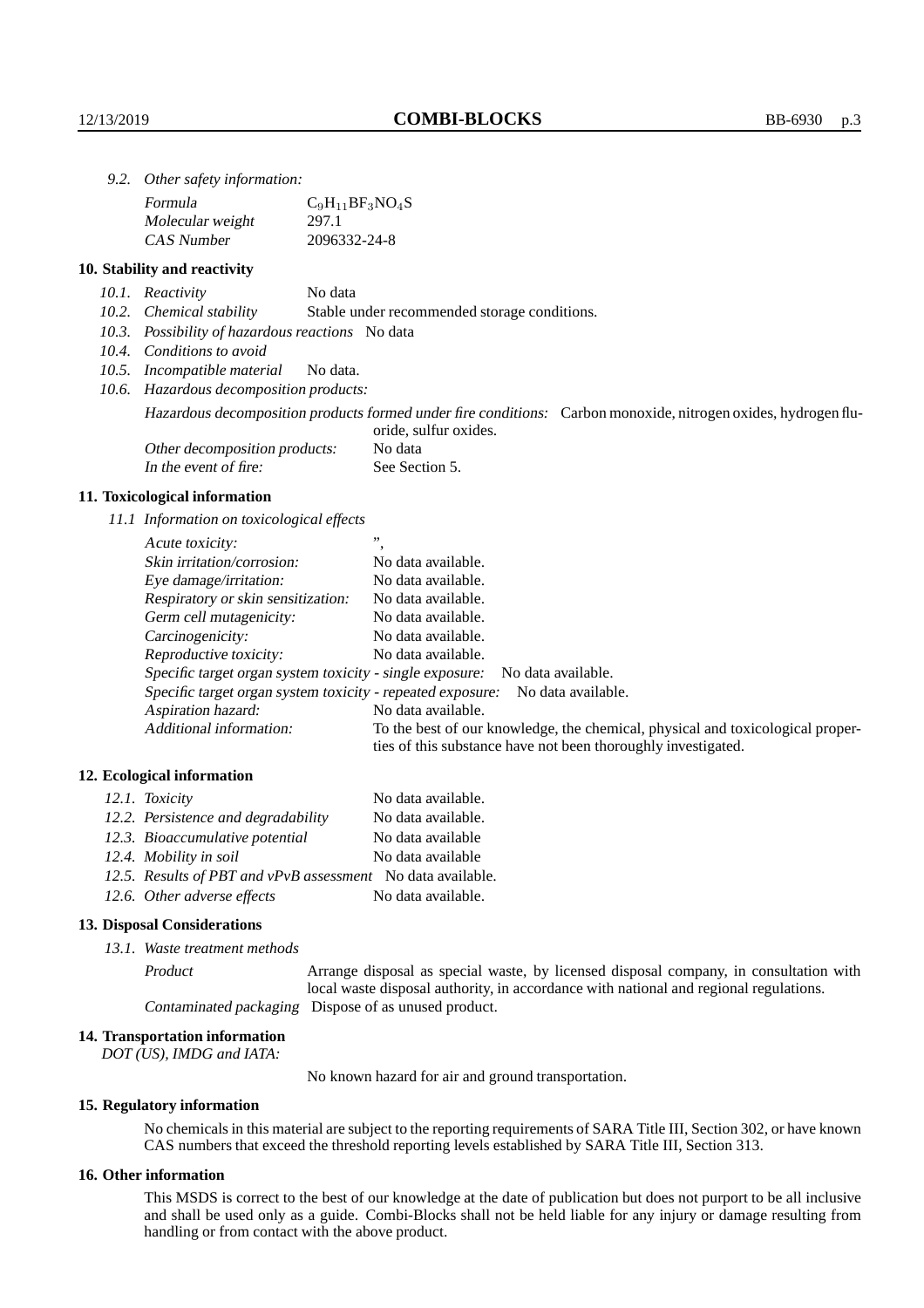*9.2. Other safety information:*

| | |
|---|---|
| *Formula* | $C_9H_{11}BF_3NO_4S$ |
| *Molecular weight* | 297.1 |
| *CAS Number* | 2096332-24-8 |

## 10. Stability and reactivity

*10.1. Reactivity* No data

*10.2. Chemical stability* Stable under recommended storage conditions.

*10.3. Possibility of hazardous reactions* No data

*10.4. Conditions to avoid*

*10.5. Incompatible material* No data.

*10.6. Hazardous decomposition products:*

*Hazardous decomposition products formed under fire conditions:* Carbon monoxide, nitrogen oxides, hydrogen fluoride, sulfur oxides.

| | |
|---|---|
| *Other decomposition products:* | No data |
| *In the event of fire:* | See Section 5. |

## 11. Toxicological information

*11.1 Information on toxicological effects*

| | |
|---|---|
| *Acute toxicity:* | ”, |
| *Skin irritation/corrosion:* | No data available. |
| *Eye damage/irritation:* | No data available. |
| *Respiratory or skin sensitization:* | No data available. |
| *Germ cell mutagenicity:* | No data available. |
| *Carcinogenicity:* | No data available. |
| *Reproductive toxicity:* | No data available. |
| *Specific target organ system toxicity - single exposure:* | No data available. |
| *Specific target organ system toxicity - repeated exposure:* | No data available. |
| *Aspiration hazard:* | No data available. |
| *Additional information:* | To the best of our knowledge, the chemical, physical and toxicological properties of this substance have not been thoroughly investigated. |

## 12. Ecological information

| | |
|---|---|
| *12.1. Toxicity* | No data available. |
| *12.2. Persistence and degradability* | No data available. |
| *12.3. Bioaccumulative potential* | No data available |
| *12.4. Mobility in soil* | No data available |
| *12.5. Results of PBT and vPvB assessment* | No data available. |
| *12.6. Other adverse effects* | No data available. |

## 13. Disposal Considerations

*13.1. Waste treatment methods*

*Product* Arrange disposal as special waste, by licensed disposal company, in consultation with local waste disposal authority, in accordance with national and regional regulations.

*Contaminated packaging* Dispose of as unused product.

## 14. Transportation information

*DOT (US), IMDG and IATA:*

No known hazard for air and ground transportation.

## 15. Regulatory information

No chemicals in this material are subject to the reporting requirements of SARA Title III, Section 302, or have known CAS numbers that exceed the threshold reporting levels established by SARA Title III, Section 313.

## 16. Other information

This MSDS is correct to the best of our knowledge at the date of publication but does not purport to be all inclusive and shall be used only as a guide. Combi-Blocks shall not be held liable for any injury or damage resulting from handling or from contact with the above product.